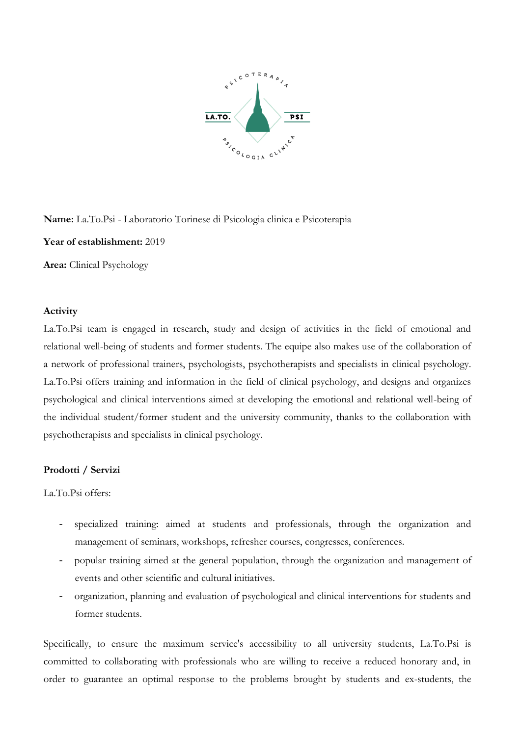**Name:** La.To.Psi - Laboratorio Torinese di Psicologia clinica e Psicoterapia

**Year of establishment:** 2019

**Area:** Clinical Psychology

**Activity**

La.To.Psi team is engaged in research, study and design of activities in the field of emotional and relational well-being of students and former students. The equipe also makes use of the collaboration of a network of professional trainers, psychologists, psychotherapists and specialists in clinical psychology. La.To.Psi offers training and information in the field of clinical psychology, and designs and organizes psychological and clinical interventions aimed at developing the emotional and relational well-being of the individual student/former student and the university community, thanks to the collaboration with psychotherapists and specialists in clinical psychology.

**Prodotti / Servizi**

La.To.Psi offers:

- specialized training: aimed at students and professionals, through the organization and management of seminars, workshops, refresher courses, congresses, conferences.
- popular training aimed at the general population, through the organization and management of events and other scientific and cultural initiatives.
- organization, planning and evaluation of psychological and clinical interventions for students and former students.

Specifically, to ensure the maximum service's accessibility to all university students, La.To.Psi is committed to collaborating with professionals who are willing to receive a reduced honorary and, in order to guarantee an optimal response to the problems brought by students and ex-students, the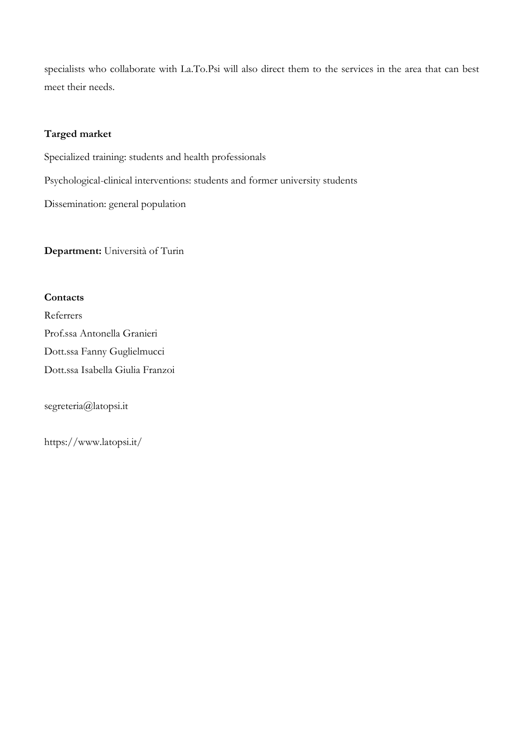specialists who collaborate with La.To.Psi will also direct them to the services in the area that can best meet their needs.

**Targed market**

Specialized training: students and health professionals

Psychological-clinical interventions: students and former university students

Dissemination: general population

**Department:** Università of Turin

**Contacts**

Referrers

Prof.ssa Antonella Granieri

Dott.ssa Fanny Guglielmucci

Dott.ssa Isabella Giulia Franzoi

segreteria@latopsi.it

https://www.latopsi.it/